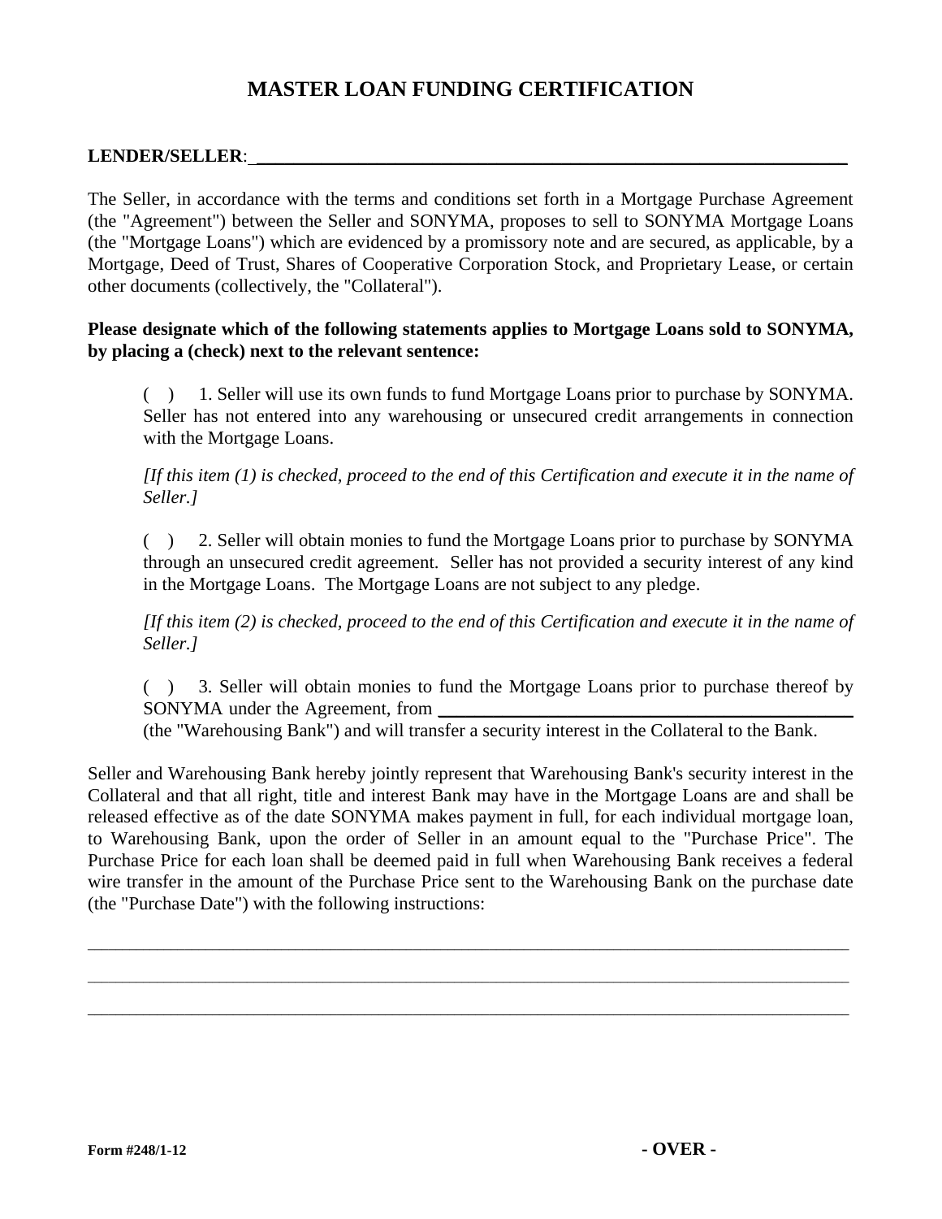# MASTER LOAN FUNDING CERTIFICATION

**LENDER/SELLER**: ___________________________________________________________

The Seller, in accordance with the terms and conditions set forth in a Mortgage Purchase Agreement (the "Agreement") between the Seller and SONYMA, proposes to sell to SONYMA Mortgage Loans (the "Mortgage Loans") which are evidenced by a promissory note and are secured, as applicable, by a Mortgage, Deed of Trust, Shares of Cooperative Corporation Stock, and Proprietary Lease, or certain other documents (collectively, the "Collateral").

**Please designate which of the following statements applies to Mortgage Loans sold to SONYMA, by placing a (check) next to the relevant sentence:**

> ( ) 1. Seller will use its own funds to fund Mortgage Loans prior to purchase by SONYMA. Seller has not entered into any warehousing or unsecured credit arrangements in connection with the Mortgage Loans.
>
> *[If this item (1) is checked, proceed to the end of this Certification and execute it in the name of Seller.]*
>
> ( ) 2. Seller will obtain monies to fund the Mortgage Loans prior to purchase by SONYMA through an unsecured credit agreement. Seller has not provided a security interest of any kind in the Mortgage Loans. The Mortgage Loans are not subject to any pledge.
>
> *[If this item (2) is checked, proceed to the end of this Certification and execute it in the name of Seller.]*
>
> ( ) 3. Seller will obtain monies to fund the Mortgage Loans prior to purchase thereof by SONYMA under the Agreement, from ______________________________ (the "Warehousing Bank") and will transfer a security interest in the Collateral to the Bank.

Seller and Warehousing Bank hereby jointly represent that Warehousing Bank's security interest in the Collateral and that all right, title and interest Bank may have in the Mortgage Loans are and shall be released effective as of the date SONYMA makes payment in full, for each individual mortgage loan, to Warehousing Bank, upon the order of Seller in an amount equal to the "Purchase Price". The Purchase Price for each loan shall be deemed paid in full when Warehousing Bank receives a federal wire transfer in the amount of the Purchase Price sent to the Warehousing Bank on the purchase date (the "Purchase Date") with the following instructions:

_____________________________________________________________________________________

_____________________________________________________________________________________

_____________________________________________________________________________________

Form #248/1-12

**- OVER -**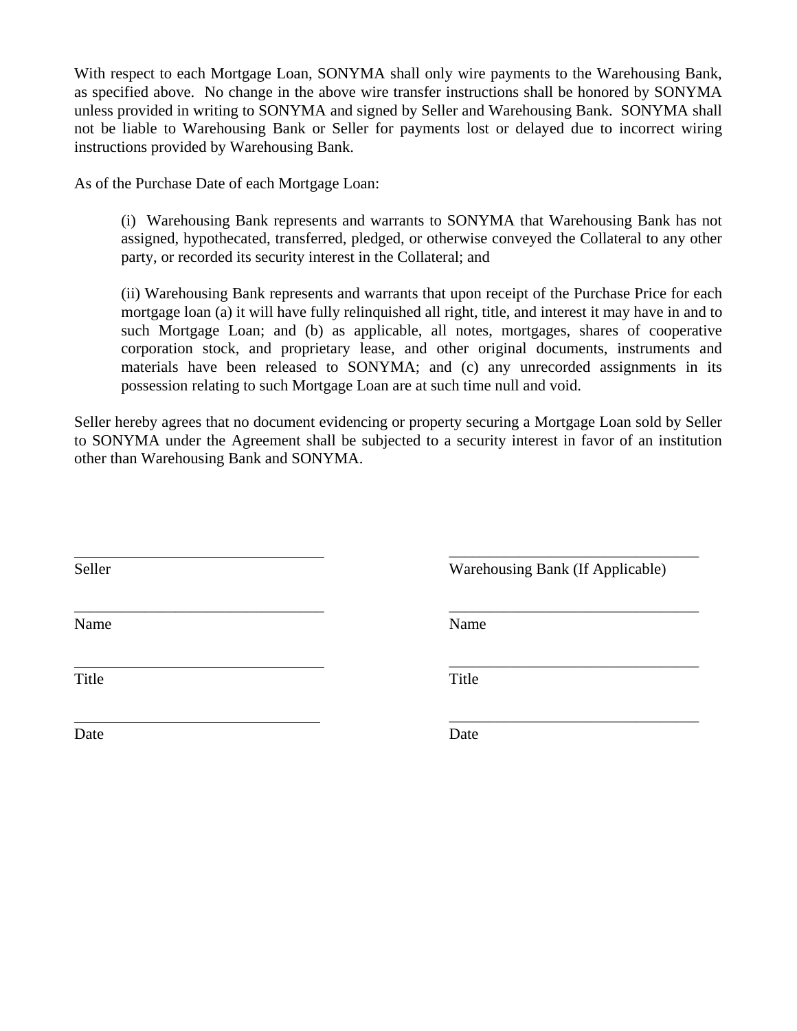With respect to each Mortgage Loan, SONYMA shall only wire payments to the Warehousing Bank, as specified above. No change in the above wire transfer instructions shall be honored by SONYMA unless provided in writing to SONYMA and signed by Seller and Warehousing Bank. SONYMA shall not be liable to Warehousing Bank or Seller for payments lost or delayed due to incorrect wiring instructions provided by Warehousing Bank.

As of the Purchase Date of each Mortgage Loan:

> (i) Warehousing Bank represents and warrants to SONYMA that Warehousing Bank has not assigned, hypothecated, transferred, pledged, or otherwise conveyed the Collateral to any other party, or recorded its security interest in the Collateral; and
>
> (ii) Warehousing Bank represents and warrants that upon receipt of the Purchase Price for each mortgage loan (a) it will have fully relinquished all right, title, and interest it may have in and to such Mortgage Loan; and (b) as applicable, all notes, mortgages, shares of cooperative corporation stock, and proprietary lease, and other original documents, instruments and materials have been released to SONYMA; and (c) any unrecorded assignments in its possession relating to such Mortgage Loan are at such time null and void.

Seller hereby agrees that no document evidencing or property securing a Mortgage Loan sold by Seller to SONYMA under the Agreement shall be subjected to a security interest in favor of an institution other than Warehousing Bank and SONYMA.

| | |
|---|---|
| ________________________________ | ________________________________ |
| Seller | Warehousing Bank (If Applicable) |
| ________________________________ | ________________________________ |
| Name | Name |
| ________________________________ | ________________________________ |
| Title | Title |
| ________________________________ | ________________________________ |
| Date | Date |